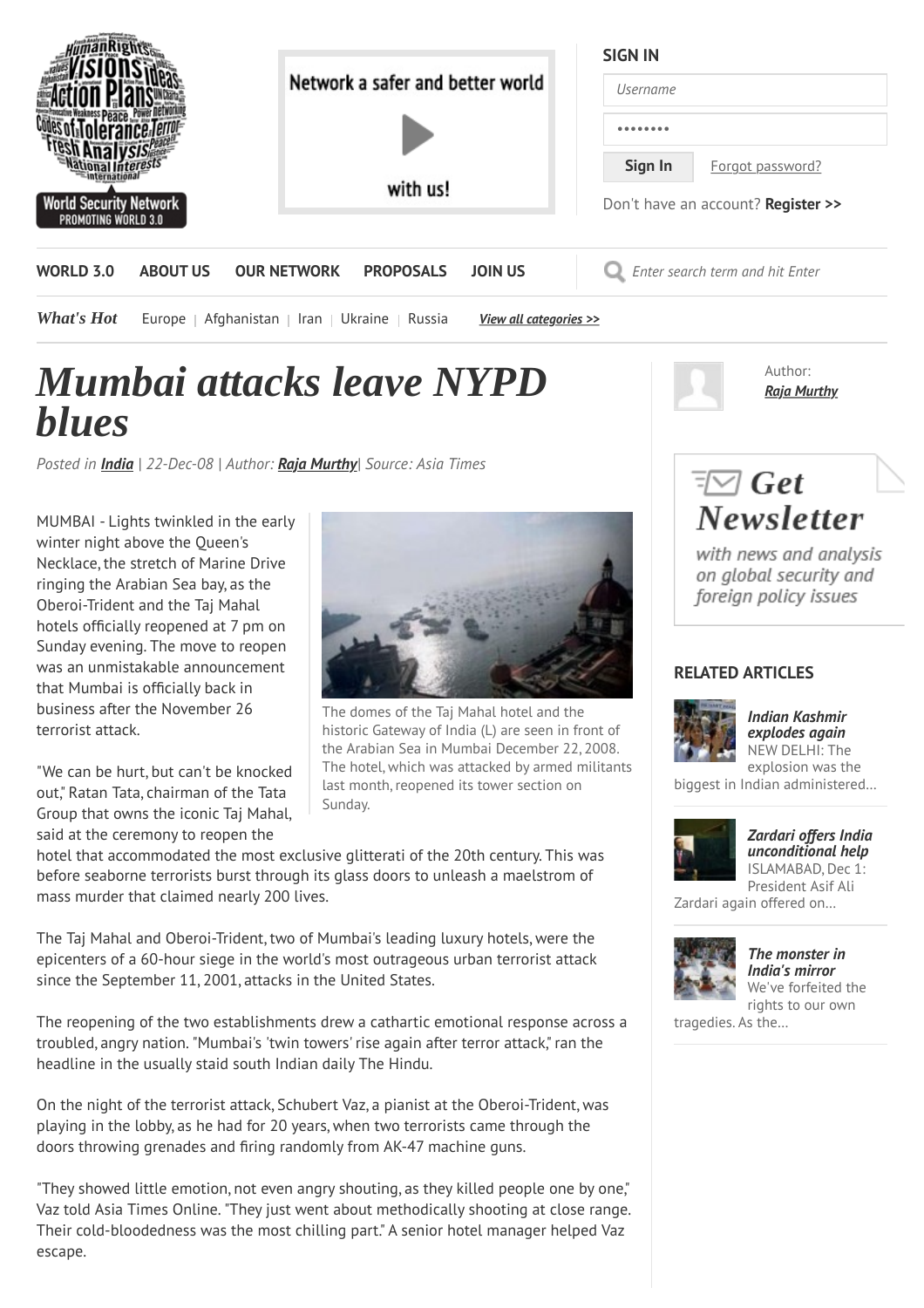# Mumbai attacks leave NYPD blues

*Posted in* ***India*** *| 22-Dec-08 | Author:* ***Raja Murthy****| Source: Asia Times*

MUMBAI - Lights twinkled in the early winter night above the Queen's Necklace, the stretch of Marine Drive ringing the Arabian Sea bay, as the Oberoi-Trident and the Taj Mahal hotels officially reopened at 7 pm on Sunday evening. The move to reopen was an unmistakable announcement that Mumbai is officially back in business after the November 26 terrorist attack.

The domes of the Taj Mahal hotel and the historic Gateway of India (L) are seen in front of the Arabian Sea in Mumbai December 22, 2008. The hotel, which was attacked by armed militants last month, reopened its tower section on Sunday.

"We can be hurt, but can't be knocked out," Ratan Tata, chairman of the Tata Group that owns the iconic Taj Mahal, said at the ceremony to reopen the hotel that accommodated the most exclusive glitterati of the 20th century. This was before seaborne terrorists burst through its glass doors to unleash a maelstrom of mass murder that claimed nearly 200 lives.

The Taj Mahal and Oberoi-Trident, two of Mumbai's leading luxury hotels, were the epicenters of a 60-hour siege in the world's most outrageous urban terrorist attack since the September 11, 2001, attacks in the United States.

The reopening of the two establishments drew a cathartic emotional response across a troubled, angry nation. "Mumbai's 'twin towers' rise again after terror attack," ran the headline in the usually staid south Indian daily The Hindu.

On the night of the terrorist attack, Schubert Vaz, a pianist at the Oberoi-Trident, was playing in the lobby, as he had for 20 years, when two terrorists came through the doors throwing grenades and firing randomly from AK-47 machine guns.

"They showed little emotion, not even angry shouting, as they killed people one by one," Vaz told Asia Times Online. "They just went about methodically shooting at close range. Their cold-bloodedness was the most chilling part." A senior hotel manager helped Vaz escape.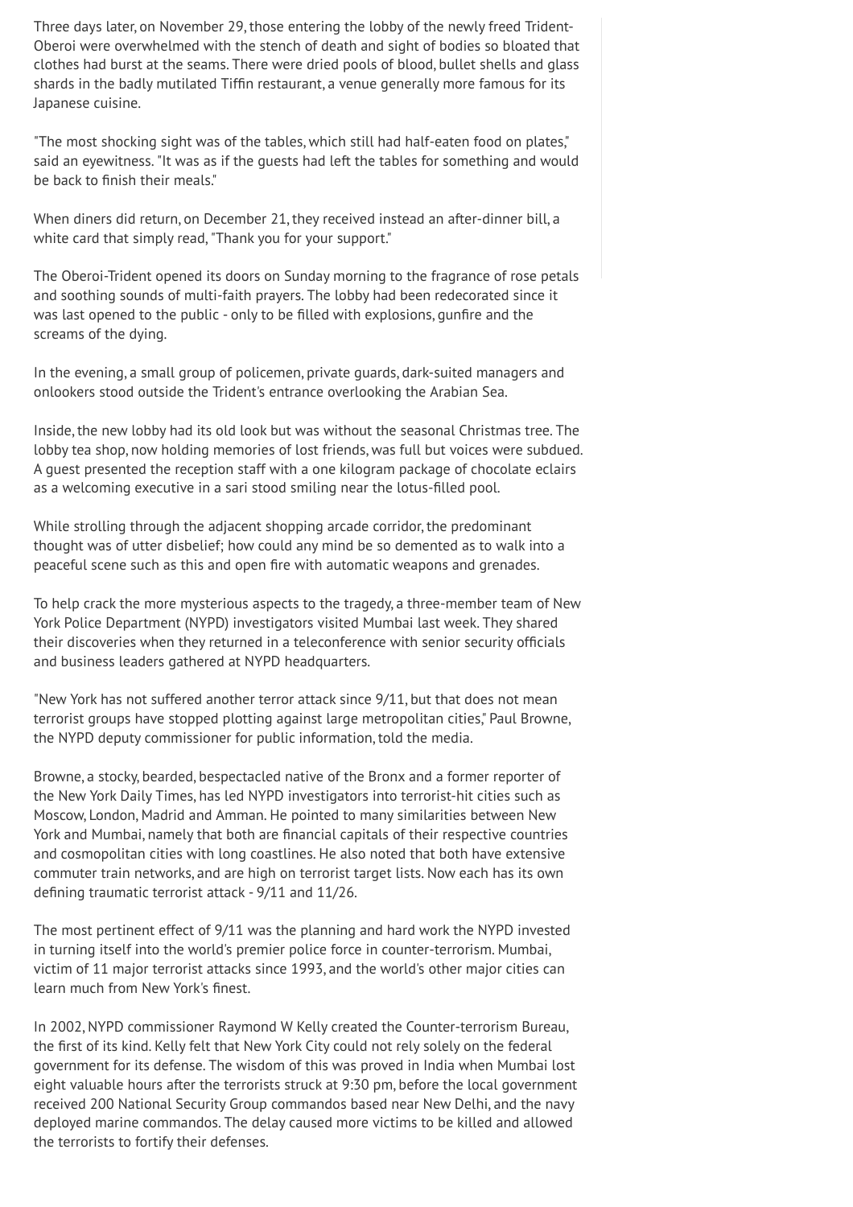Three days later, on November 29, those entering the lobby of the newly freed Trident-Oberoi were overwhelmed with the stench of death and sight of bodies so bloated that clothes had burst at the seams. There were dried pools of blood, bullet shells and glass shards in the badly mutilated Tiffin restaurant, a venue generally more famous for its Japanese cuisine.

"The most shocking sight was of the tables, which still had half-eaten food on plates," said an eyewitness. "It was as if the guests had left the tables for something and would be back to finish their meals."

When diners did return, on December 21, they received instead an after-dinner bill, a white card that simply read, "Thank you for your support."

The Oberoi-Trident opened its doors on Sunday morning to the fragrance of rose petals and soothing sounds of multi-faith prayers. The lobby had been redecorated since it was last opened to the public - only to be filled with explosions, gunfire and the screams of the dying.

In the evening, a small group of policemen, private guards, dark-suited managers and onlookers stood outside the Trident's entrance overlooking the Arabian Sea.

Inside, the new lobby had its old look but was without the seasonal Christmas tree. The lobby tea shop, now holding memories of lost friends, was full but voices were subdued. A guest presented the reception staff with a one kilogram package of chocolate eclairs as a welcoming executive in a sari stood smiling near the lotus-filled pool.

While strolling through the adjacent shopping arcade corridor, the predominant thought was of utter disbelief; how could any mind be so demented as to walk into a peaceful scene such as this and open fire with automatic weapons and grenades.

To help crack the more mysterious aspects to the tragedy, a three-member team of New York Police Department (NYPD) investigators visited Mumbai last week. They shared their discoveries when they returned in a teleconference with senior security officials and business leaders gathered at NYPD headquarters.

"New York has not suffered another terror attack since 9/11, but that does not mean terrorist groups have stopped plotting against large metropolitan cities," Paul Browne, the NYPD deputy commissioner for public information, told the media.

Browne, a stocky, bearded, bespectacled native of the Bronx and a former reporter of the New York Daily Times, has led NYPD investigators into terrorist-hit cities such as Moscow, London, Madrid and Amman. He pointed to many similarities between New York and Mumbai, namely that both are financial capitals of their respective countries and cosmopolitan cities with long coastlines. He also noted that both have extensive commuter train networks, and are high on terrorist target lists. Now each has its own defining traumatic terrorist attack - 9/11 and 11/26.

The most pertinent effect of 9/11 was the planning and hard work the NYPD invested in turning itself into the world's premier police force in counter-terrorism. Mumbai, victim of 11 major terrorist attacks since 1993, and the world's other major cities can learn much from New York's finest.

In 2002, NYPD commissioner Raymond W Kelly created the Counter-terrorism Bureau, the first of its kind. Kelly felt that New York City could not rely solely on the federal government for its defense. The wisdom of this was proved in India when Mumbai lost eight valuable hours after the terrorists struck at 9:30 pm, before the local government received 200 National Security Group commandos based near New Delhi, and the navy deployed marine commandos. The delay caused more victims to be killed and allowed the terrorists to fortify their defenses.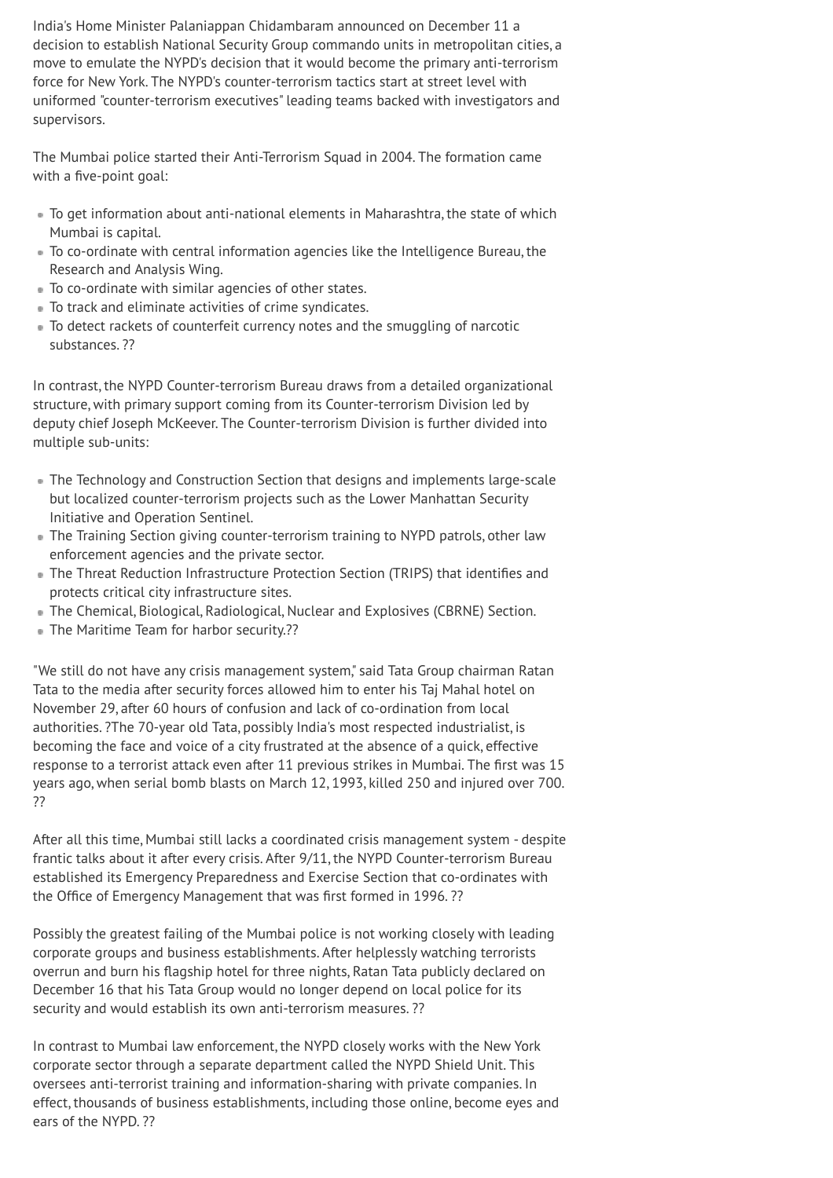India's Home Minister Palaniappan Chidambaram announced on December 11 a decision to establish National Security Group commando units in metropolitan cities, a move to emulate the NYPD's decision that it would become the primary anti-terrorism force for New York. The NYPD's counter-terrorism tactics start at street level with uniformed "counter-terrorism executives" leading teams backed with investigators and supervisors.

The Mumbai police started their Anti-Terrorism Squad in 2004. The formation came with a five-point goal:

- To get information about anti-national elements in Maharashtra, the state of which Mumbai is capital.
- To co-ordinate with central information agencies like the Intelligence Bureau, the Research and Analysis Wing.
- To co-ordinate with similar agencies of other states.
- To track and eliminate activities of crime syndicates.
- To detect rackets of counterfeit currency notes and the smuggling of narcotic substances. ??

In contrast, the NYPD Counter-terrorism Bureau draws from a detailed organizational structure, with primary support coming from its Counter-terrorism Division led by deputy chief Joseph McKeever. The Counter-terrorism Division is further divided into multiple sub-units:

- The Technology and Construction Section that designs and implements large-scale but localized counter-terrorism projects such as the Lower Manhattan Security Initiative and Operation Sentinel.
- The Training Section giving counter-terrorism training to NYPD patrols, other law enforcement agencies and the private sector.
- The Threat Reduction Infrastructure Protection Section (TRIPS) that identifies and protects critical city infrastructure sites.
- The Chemical, Biological, Radiological, Nuclear and Explosives (CBRNE) Section.
- The Maritime Team for harbor security.??

"We still do not have any crisis management system," said Tata Group chairman Ratan Tata to the media after security forces allowed him to enter his Taj Mahal hotel on November 29, after 60 hours of confusion and lack of co-ordination from local authorities. ?The 70-year old Tata, possibly India's most respected industrialist, is becoming the face and voice of a city frustrated at the absence of a quick, effective response to a terrorist attack even after 11 previous strikes in Mumbai. The first was 15 years ago, when serial bomb blasts on March 12, 1993, killed 250 and injured over 700. ??

After all this time, Mumbai still lacks a coordinated crisis management system - despite frantic talks about it after every crisis. After 9/11, the NYPD Counter-terrorism Bureau established its Emergency Preparedness and Exercise Section that co-ordinates with the Office of Emergency Management that was first formed in 1996. ??

Possibly the greatest failing of the Mumbai police is not working closely with leading corporate groups and business establishments. After helplessly watching terrorists overrun and burn his flagship hotel for three nights, Ratan Tata publicly declared on December 16 that his Tata Group would no longer depend on local police for its security and would establish its own anti-terrorism measures. ??

In contrast to Mumbai law enforcement, the NYPD closely works with the New York corporate sector through a separate department called the NYPD Shield Unit. This oversees anti-terrorist training and information-sharing with private companies. In effect, thousands of business establishments, including those online, become eyes and ears of the NYPD. ??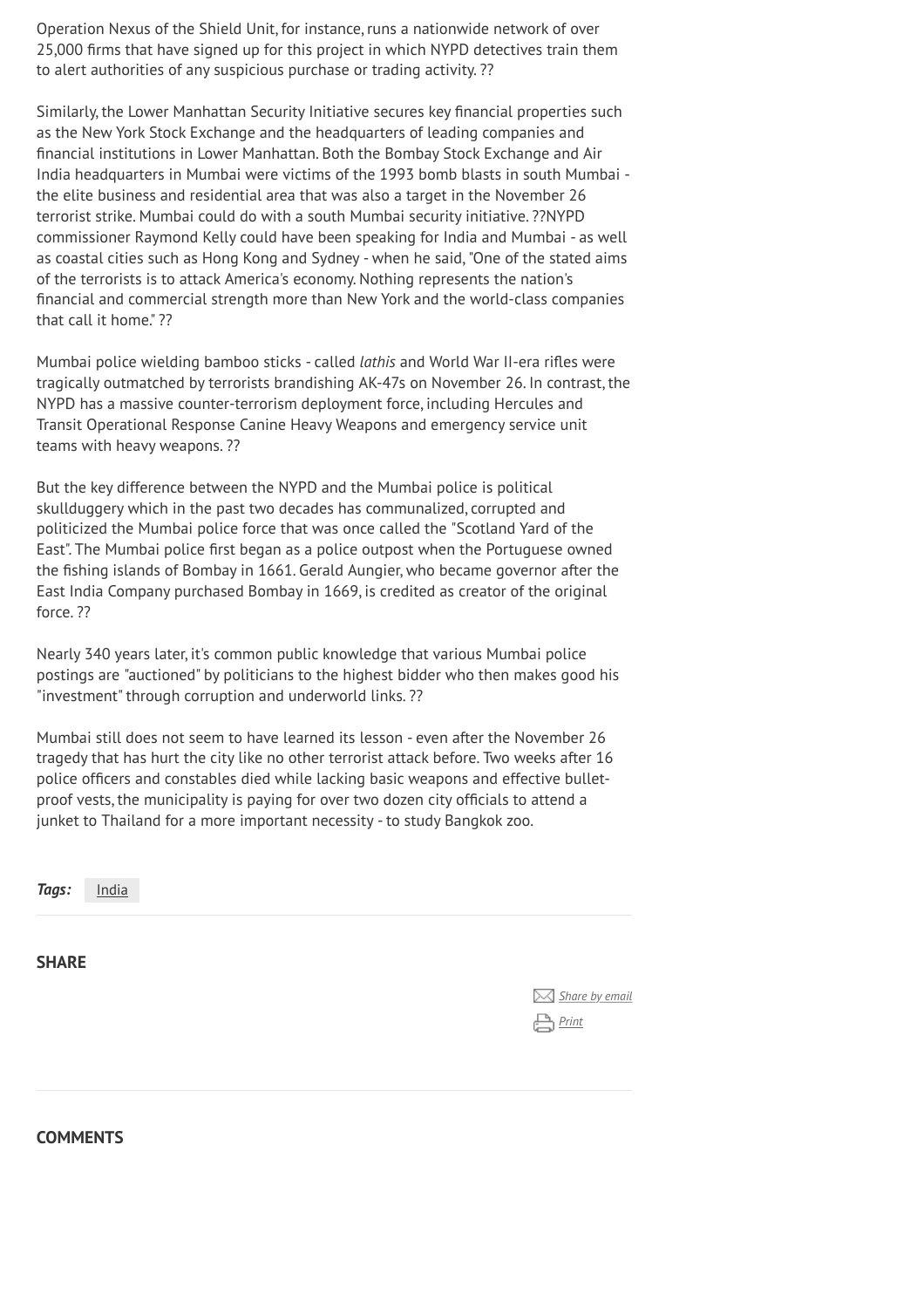Operation Nexus of the Shield Unit, for instance, runs a nationwide network of over 25,000 firms that have signed up for this project in which NYPD detectives train them to alert authorities of any suspicious purchase or trading activity. ??

Similarly, the Lower Manhattan Security Initiative secures key financial properties such as the New York Stock Exchange and the headquarters of leading companies and financial institutions in Lower Manhattan. Both the Bombay Stock Exchange and Air India headquarters in Mumbai were victims of the 1993 bomb blasts in south Mumbai - the elite business and residential area that was also a target in the November 26 terrorist strike. Mumbai could do with a south Mumbai security initiative. ??NYPD commissioner Raymond Kelly could have been speaking for India and Mumbai - as well as coastal cities such as Hong Kong and Sydney - when he said, "One of the stated aims of the terrorists is to attack America's economy. Nothing represents the nation's financial and commercial strength more than New York and the world-class companies that call it home." ??

Mumbai police wielding bamboo sticks - called *lathis* and World War II-era rifles were tragically outmatched by terrorists brandishing AK-47s on November 26. In contrast, the NYPD has a massive counter-terrorism deployment force, including Hercules and Transit Operational Response Canine Heavy Weapons and emergency service unit teams with heavy weapons. ??

But the key difference between the NYPD and the Mumbai police is political skullduggery which in the past two decades has communalized, corrupted and politicized the Mumbai police force that was once called the "Scotland Yard of the East". The Mumbai police first began as a police outpost when the Portuguese owned the fishing islands of Bombay in 1661. Gerald Aungier, who became governor after the East India Company purchased Bombay in 1669, is credited as creator of the original force. ??

Nearly 340 years later, it's common public knowledge that various Mumbai police postings are "auctioned" by politicians to the highest bidder who then makes good his "investment" through corruption and underworld links. ??

Mumbai still does not seem to have learned its lesson - even after the November 26 tragedy that has hurt the city like no other terrorist attack before. Two weeks after 16 police officers and constables died while lacking basic weapons and effective bullet-proof vests, the municipality is paying for over two dozen city officials to attend a junket to Thailand for a more important necessity - to study Bangkok zoo.

***Tags:*** India

**SHARE**

Share by email

Print

**COMMENTS**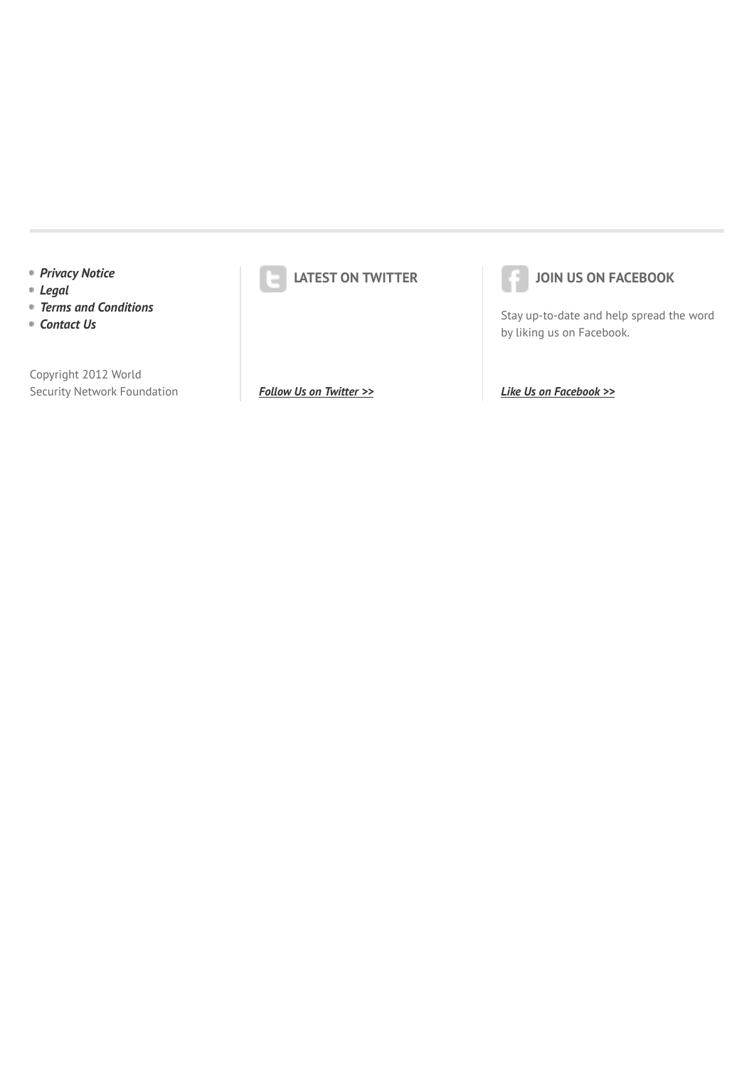- ***Privacy Notice***
- ***Legal***
- ***Terms and Conditions***
- ***Contact Us***

Copyright 2012 World Security Network Foundation

## LATEST ON TWITTER

***Follow Us on Twitter >>***

## JOIN US ON FACEBOOK

Stay up-to-date and help spread the word by liking us on Facebook.

***Like Us on Facebook >>***